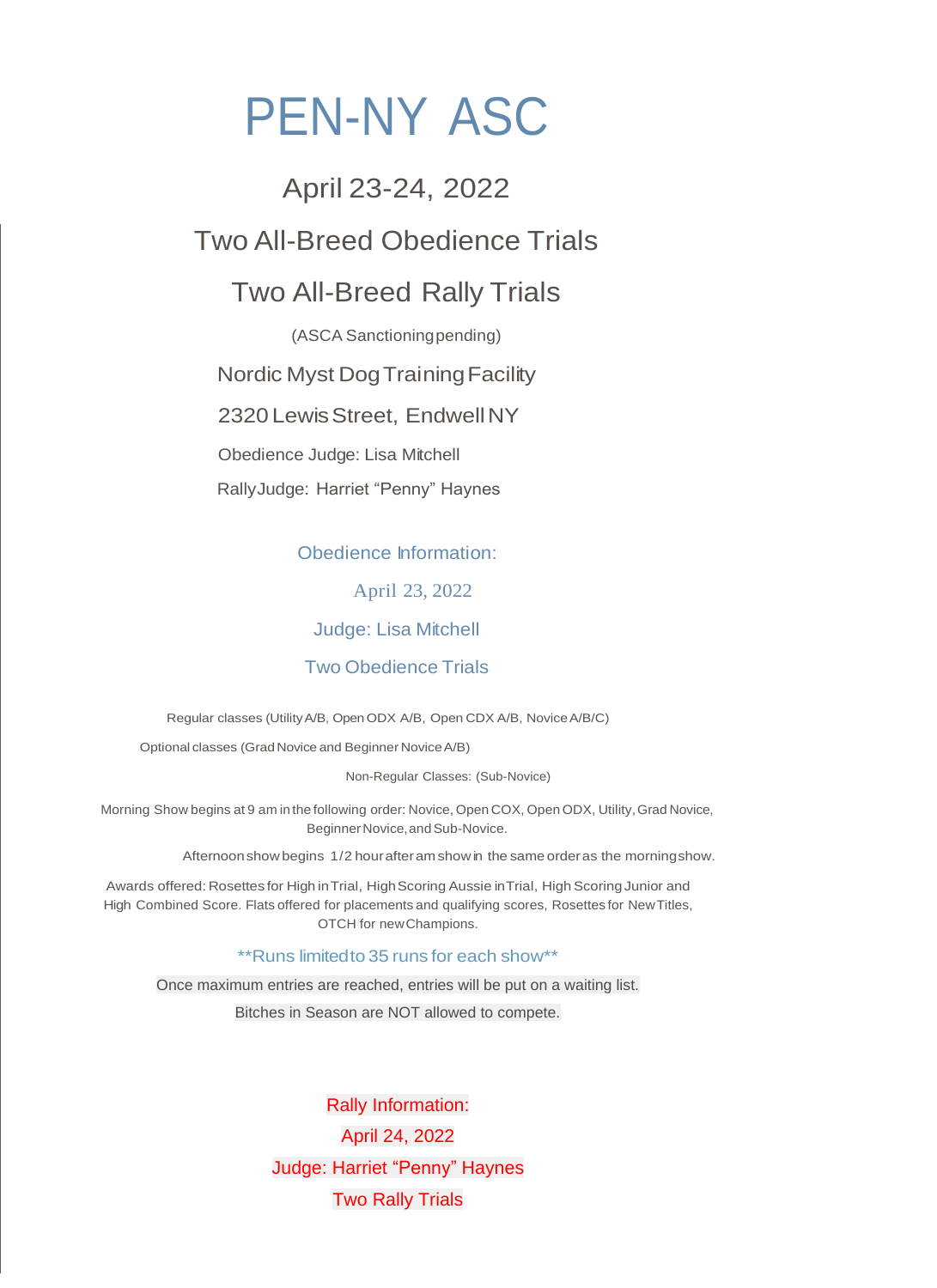# PEN-NY ASC

## April 23-24, 2022

## Two All-Breed Obedience Trials

## Two All-Breed Rally Trials

(ASCA Sanctioning pending)

Nordic Myst Dog Training Facility

2320 Lewis Street, Endwell NY

Obedience Judge: Lisa Mitchell

Rally Judge: Harriet "Penny" Haynes

### Obedience Information:

April 23, 2022

Judge: Lisa Mitchell

Two Obedience Trials

Regular classes (Utility A/B, Open ODX A/B, Open CDX A/B, Novice A/B/C)

Optional classes (Grad Novice and Beginner Novice A/B)

Non-Regular Classes: (Sub-Novice)

Morning Show begins at 9 am in the following order: Novice, Open COX, Open ODX, Utility, Grad Novice, Beginner Novice, and Sub-Novice.

Afternoon show begins 1/2 hour after am show in the same order as the morning show.

Awards offered: Rosettes for High in Trial, High Scoring Aussie in Trial, High Scoring Junior and High Combined Score. Flats offered for placements and qualifying scores, Rosettes for New Titles, OTCH for new Champions.

**Runs limited to 35 runs for each show**

Once maximum entries are reached, entries will be put on a waiting list.

Bitches in Season are NOT allowed to compete.

### Rally Information:

April 24, 2022

Judge: Harriet "Penny" Haynes

Two Rally Trials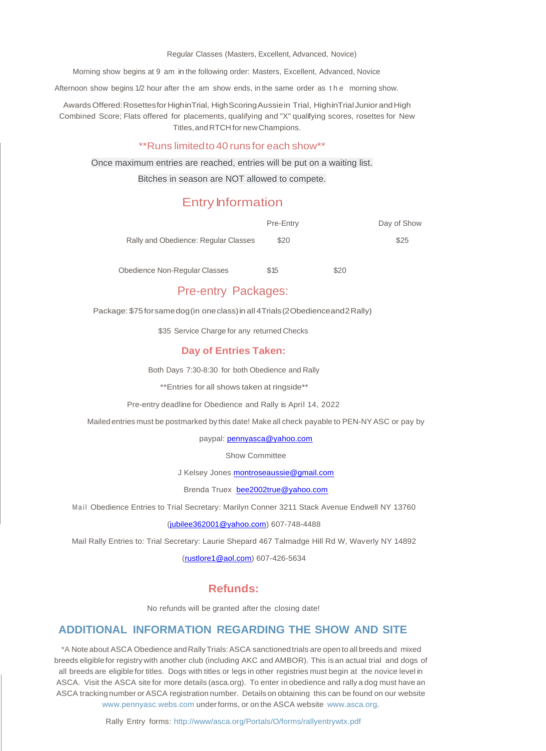Regular Classes (Masters, Excellent, Advanced, Novice)

Morning show begins at 9 am in the following order: Masters, Excellent, Advanced, Novice

Afternoon show begins 1/2 hour after the am show ends, in the same order as the morning show.

Awards Offered: Rosettes for High in Trial, High Scoring Aussie in Trial, High in Trial Junior and High Combined Score; Flats offered for placements, qualifying and "X" qualifying scores, rosettes for New Titles, and RTCH for new Champions.

**Runs limited to 40 runs for each show**

Once maximum entries are reached, entries will be put on a waiting list.

Bitches in season are NOT allowed to compete.

## Entry Information

| | Pre-Entry | Day of Show |
|---|---|---|
| Rally and Obedience: Regular Classes | $20 | $25 |
| Obedience Non-Regular Classes | $15 | $20 |

## Pre-entry Packages:

Package: $75 for same dog (in one class) in all 4 Trials (2 Obedience and 2 Rally)

$35 Service Charge for any returned Checks

## Day of Entries Taken:

Both Days 7:30-8:30 for both Obedience and Rally

**Entries for all shows taken at ringside**

Pre-entry deadline for Obedience and Rally is April 14, 2022

Mailed entries must be postmarked by this date! Make all check payable to PEN-NY ASC or pay by

paypal: pennyasca@yahoo.com

Show Committee

J Kelsey Jones montroseaussie@gmail.com

Brenda Truex bee2002true@yahoo.com

Mail Obedience Entries to Trial Secretary: Marilyn Conner 3211 Stack Avenue Endwell NY 13760

(jubilee362001@yahoo.com) 607-748-4488

Mail Rally Entries to: Trial Secretary: Laurie Shepard 467 Talmadge Hill Rd W, Waverly NY 14892

(rustlore1@aol.com) 607-426-5634

## Refunds:

No refunds will be granted after the closing date!

## ADDITIONAL INFORMATION REGARDING THE SHOW AND SITE

*A Note about ASCA Obedience and Rally Trials: ASCA sanctioned trials are open to all breeds and mixed breeds eligible for registry with another club (including AKC and AMBOR). This is an actual trial and dogs of all breeds are eligible for titles. Dogs with titles or legs in other registries must begin at the novice level in ASCA. Visit the ASCA site for more details (asca.org). To enter in obedience and rally a dog must have an ASCA tracking number or ASCA registration number. Details on obtaining this can be found on our website www.pennyasc.webs.com under forms, or on the ASCA website www.asca.org.

Rally Entry forms: http://www.asca.org/Portals/O/forms/rallyentrywtx.pdf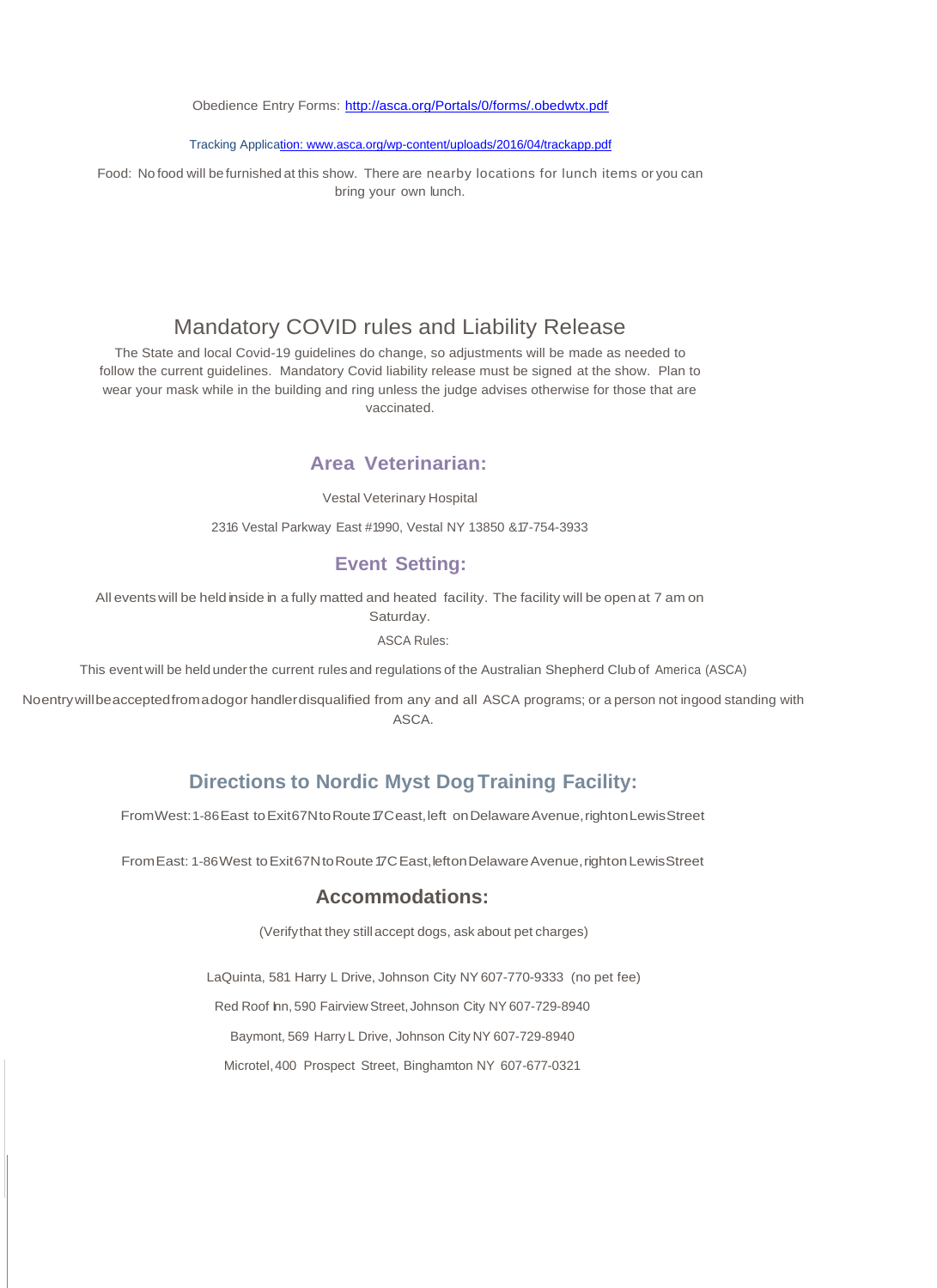Obedience Entry Forms: http://asca.org/Portals/0/forms/.obedwtx.pdf

Tracking Application: www.asca.org/wp-content/uploads/2016/04/trackapp.pdf

Food: No food will be furnished at this show. There are nearby locations for lunch items or you can bring your own lunch.

## Mandatory COVID rules and Liability Release

The State and local Covid-19 guidelines do change, so adjustments will be made as needed to follow the current guidelines. Mandatory Covid liability release must be signed at the show. Plan to wear your mask while in the building and ring unless the judge advises otherwise for those that are vaccinated.

### Area Veterinarian:

Vestal Veterinary Hospital

2316 Vestal Parkway East #1990, Vestal NY 13850 &17-754-3933

### Event Setting:

All events will be held inside in a fully matted and heated facility. The facility will be open at 7 am on Saturday.

ASCA Rules:

This event will be held under the current rules and regulations of the Australian Shepherd Club of America (ASCA)

No entry will be accepted from a dog or handler disqualified from any and all ASCA programs; or a person not in good standing with ASCA.

### Directions to Nordic Myst Dog Training Facility:

From West: 1-86 East to Exit 67N to Route 17C east, left on Delaware Avenue, right on Lewis Street

From East: 1-86 West to Exit 67N to Route 17C East, left on Delaware Avenue, right on Lewis Street

### Accommodations:

(Verify that they still accept dogs, ask about pet charges)

LaQuinta, 581 Harry L Drive, Johnson City NY 607-770-9333 (no pet fee)

Red Roof Inn, 590 Fairview Street, Johnson City NY 607-729-8940

Baymont, 569 Harry L Drive, Johnson City NY 607-729-8940

Microtel, 400 Prospect Street, Binghamton NY 607-677-0321